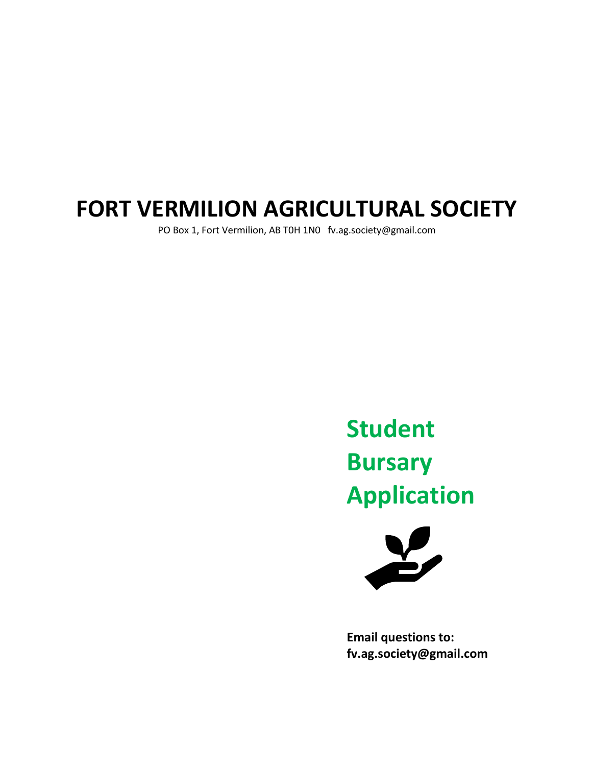# FORT VERMILION AGRICULTURAL SOCIETY

PO Box 1, Fort Vermilion, AB T0H 1N0 fv.ag.society@gmail.com

## Student Bursary Application

**Email questions to:**
**fv.ag.society@gmail.com**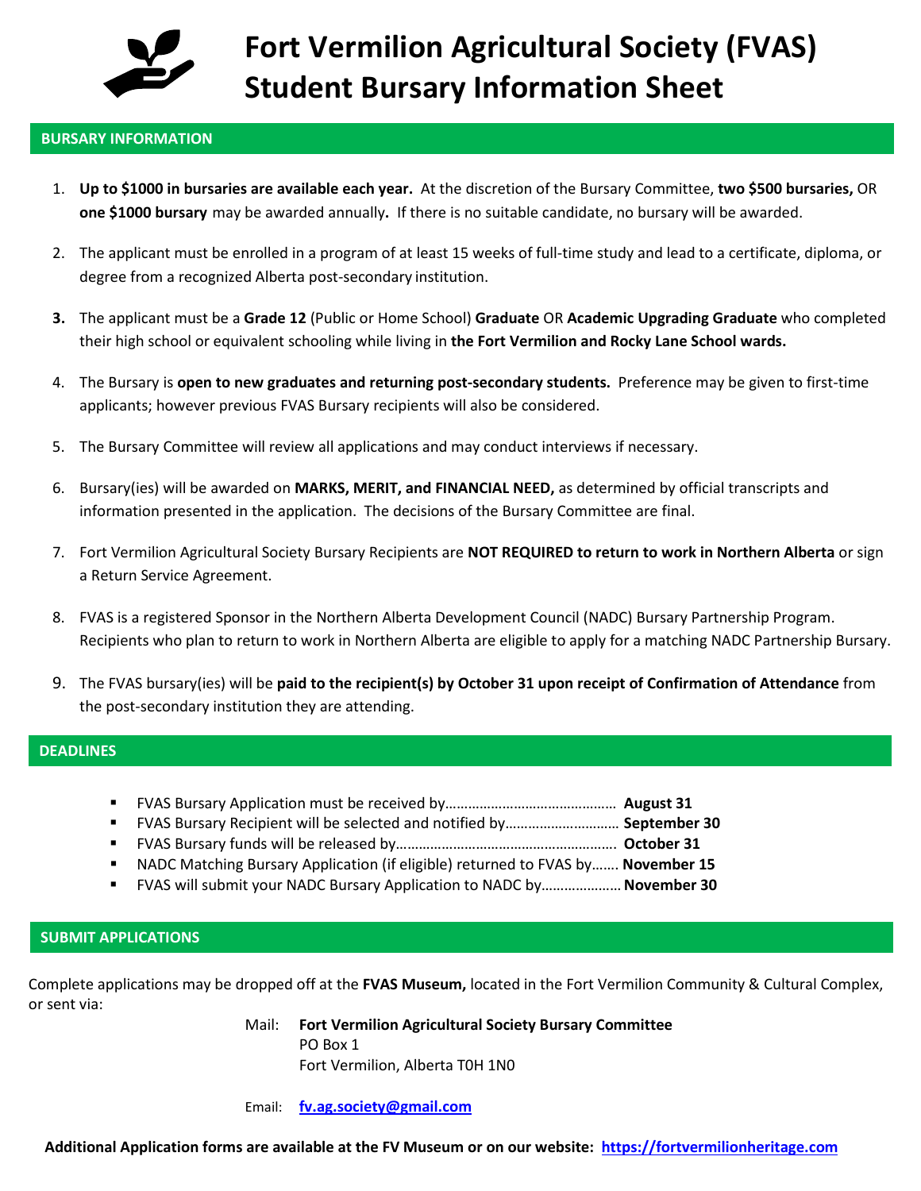# Fort Vermilion Agricultural Society (FVAS) Student Bursary Information Sheet

## BURSARY INFORMATION

1. **Up to $1000 in bursaries are available each year.** At the discretion of the Bursary Committee, **two $500 bursaries,** OR **one $1000 bursary** may be awarded annually**.** If there is no suitable candidate, no bursary will be awarded.
2. The applicant must be enrolled in a program of at least 15 weeks of full-time study and lead to a certificate, diploma, or degree from a recognized Alberta post-secondary institution.
3. The applicant must be a **Grade 12** (Public or Home School) **Graduate** OR **Academic Upgrading Graduate** who completed their high school or equivalent schooling while living in **the Fort Vermilion and Rocky Lane School wards.**
4. The Bursary is **open to new graduates and returning post-secondary students.** Preference may be given to first-time applicants; however previous FVAS Bursary recipients will also be considered.
5. The Bursary Committee will review all applications and may conduct interviews if necessary.
6. Bursary(ies) will be awarded on **MARKS, MERIT, and FINANCIAL NEED,** as determined by official transcripts and information presented in the application. The decisions of the Bursary Committee are final.
7. Fort Vermilion Agricultural Society Bursary Recipients are **NOT REQUIRED to return to work in Northern Alberta** or sign a Return Service Agreement.
8. FVAS is a registered Sponsor in the Northern Alberta Development Council (NADC) Bursary Partnership Program. Recipients who plan to return to work in Northern Alberta are eligible to apply for a matching NADC Partnership Bursary.
9. The FVAS bursary(ies) will be **paid to the recipient(s) by October 31 upon receipt of Confirmation of Attendance** from the post-secondary institution they are attending.

## DEADLINES

- FVAS Bursary Application must be received by……………………………………… **August 31**
- FVAS Bursary Recipient will be selected and notified by………………………… **September 30**
- FVAS Bursary funds will be released by………………………………………………. **October 31**
- NADC Matching Bursary Application (if eligible) returned to FVAS by……. **November 15**
- FVAS will submit your NADC Bursary Application to NADC by………………… **November 30**

## SUBMIT APPLICATIONS

Complete applications may be dropped off at the **FVAS Museum,** located in the Fort Vermilion Community & Cultural Complex, or sent via:

Mail: **Fort Vermilion Agricultural Society Bursary Committee**
PO Box 1
Fort Vermilion, Alberta T0H 1N0

Email: **fv.ag.society@gmail.com**

**Additional Application forms are available at the FV Museum or on our website: https://fortvermilionheritage.com**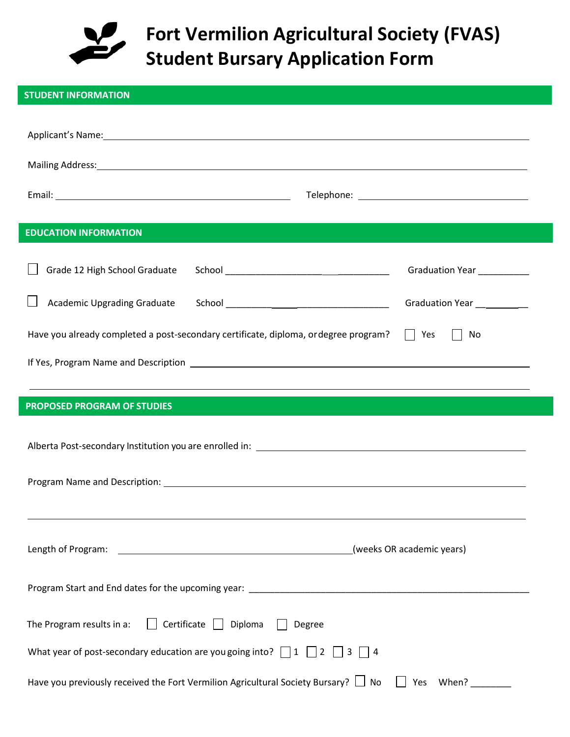# Fort Vermilion Agricultural Society (FVAS) Student Bursary Application Form

## STUDENT INFORMATION

Applicant's Name: ______________________________________________

Mailing Address: ______________________________________________

Email: ______________________ Telephone: ______________________

## EDUCATION INFORMATION

☐ Grade 12 High School Graduate School ______________________ Graduation Year __________

☐ Academic Upgrading Graduate School ______________________ Graduation Year __________

Have you already completed a post-secondary certificate, diploma, or degree program? ☐ Yes ☐ No

If Yes, Program Name and Description ______________________________________________

______________________________________________

## PROPOSED PROGRAM OF STUDIES

Alberta Post-secondary Institution you are enrolled in: ______________________________________________

Program Name and Description: ______________________________________________

______________________________________________

Length of Program: ______________________ (weeks OR academic years)

Program Start and End dates for the upcoming year: ______________________________________________

The Program results in a: ☐ Certificate ☐ Diploma ☐ Degree

What year of post-secondary education are you going into? ☐ 1 ☐ 2 ☐ 3 ☐ 4

Have you previously received the Fort Vermilion Agricultural Society Bursary? ☐ No ☐ Yes When? ________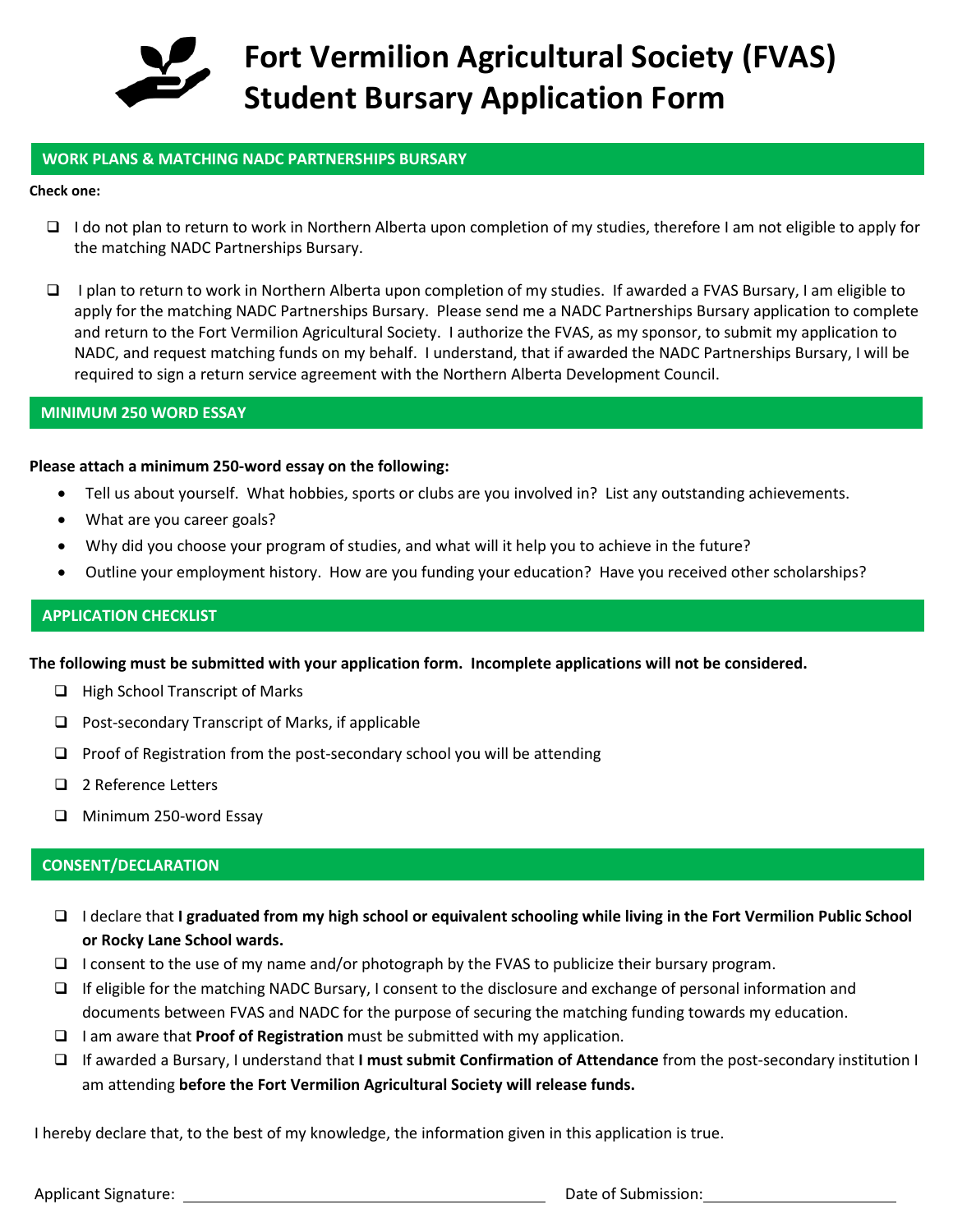# Fort Vermilion Agricultural Society (FVAS) Student Bursary Application Form

## WORK PLANS & MATCHING NADC PARTNERSHIPS BURSARY

**Check one:**

- ☐ I do not plan to return to work in Northern Alberta upon completion of my studies, therefore I am not eligible to apply for the matching NADC Partnerships Bursary.
- ☐ I plan to return to work in Northern Alberta upon completion of my studies. If awarded a FVAS Bursary, I am eligible to apply for the matching NADC Partnerships Bursary. Please send me a NADC Partnerships Bursary application to complete and return to the Fort Vermilion Agricultural Society. I authorize the FVAS, as my sponsor, to submit my application to NADC, and request matching funds on my behalf. I understand, that if awarded the NADC Partnerships Bursary, I will be required to sign a return service agreement with the Northern Alberta Development Council.

## MINIMUM 250 WORD ESSAY

**Please attach a minimum 250-word essay on the following:**

- Tell us about yourself. What hobbies, sports or clubs are you involved in? List any outstanding achievements.
- What are you career goals?
- Why did you choose your program of studies, and what will it help you to achieve in the future?
- Outline your employment history. How are you funding your education? Have you received other scholarships?

## APPLICATION CHECKLIST

**The following must be submitted with your application form. Incomplete applications will not be considered.**

- ☐ High School Transcript of Marks
- ☐ Post-secondary Transcript of Marks, if applicable
- ☐ Proof of Registration from the post-secondary school you will be attending
- ☐ 2 Reference Letters
- ☐ Minimum 250-word Essay

## CONSENT/DECLARATION

- ☐ I declare that **I graduated from my high school or equivalent schooling while living in the Fort Vermilion Public School or Rocky Lane School wards.**
- ☐ I consent to the use of my name and/or photograph by the FVAS to publicize their bursary program.
- ☐ If eligible for the matching NADC Bursary, I consent to the disclosure and exchange of personal information and documents between FVAS and NADC for the purpose of securing the matching funding towards my education.
- ☐ I am aware that **Proof of Registration** must be submitted with my application.
- ☐ If awarded a Bursary, I understand that **I must submit Confirmation of Attendance** from the post-secondary institution I am attending **before the Fort Vermilion Agricultural Society will release funds.**

I hereby declare that, to the best of my knowledge, the information given in this application is true.

Applicant Signature: ______________________________ Date of Submission: ____________________